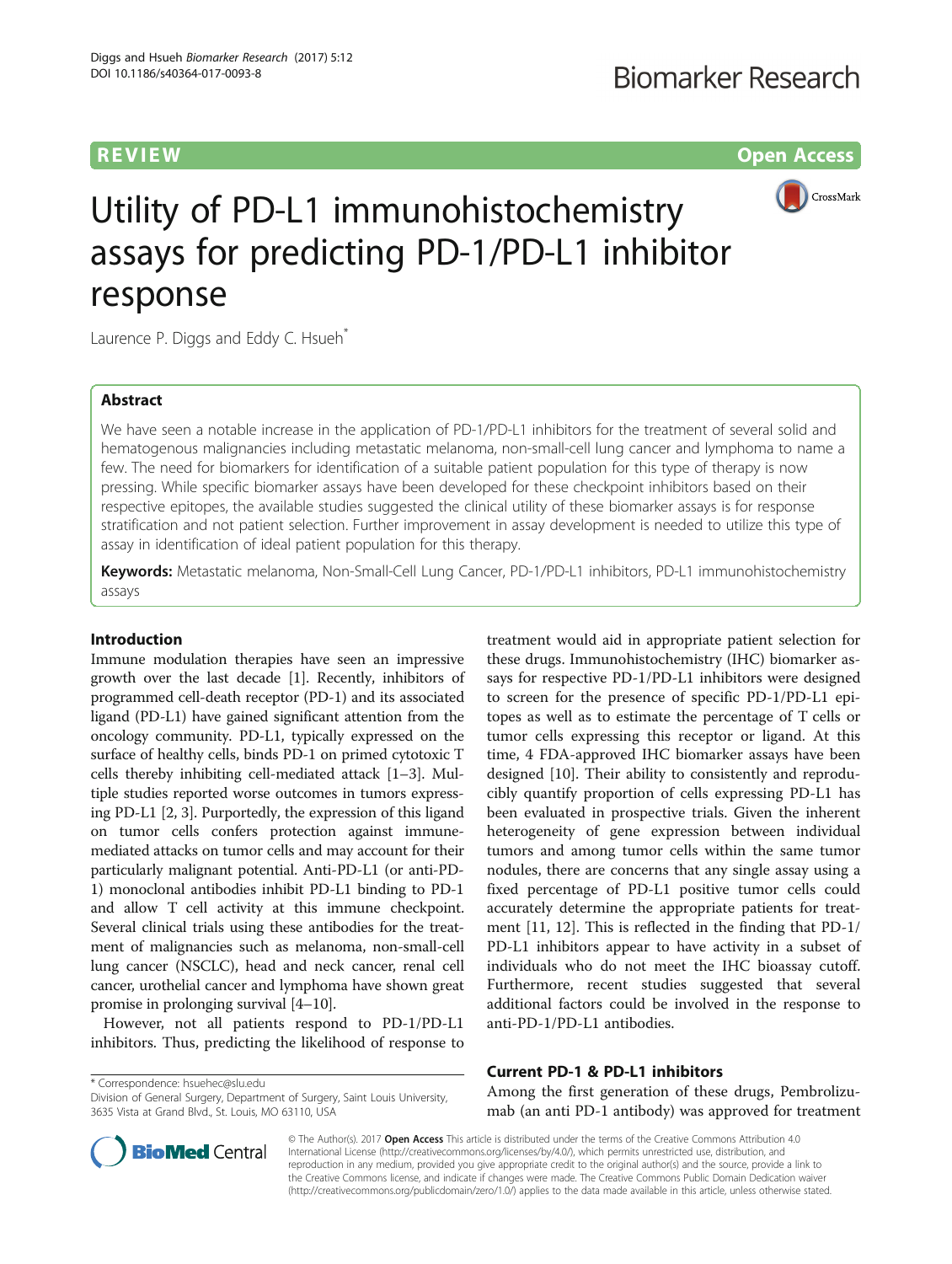REVIEW Open Access

# Utility of PD-L1 immunohistochemistry assays for predicting PD-1/PD-L1 inhibitor response

Laurence P. Diggs and Eddy C. Hsueh*

## Abstract

We have seen a notable increase in the application of PD-1/PD-L1 inhibitors for the treatment of several solid and hematogenous malignancies including metastatic melanoma, non-small-cell lung cancer and lymphoma to name a few. The need for biomarkers for identification of a suitable patient population for this type of therapy is now pressing. While specific biomarker assays have been developed for these checkpoint inhibitors based on their respective epitopes, the available studies suggested the clinical utility of these biomarker assays is for response stratification and not patient selection. Further improvement in assay development is needed to utilize this type of assay in identification of ideal patient population for this therapy.

**Keywords:** Metastatic melanoma, Non-Small-Cell Lung Cancer, PD-1/PD-L1 inhibitors, PD-L1 immunohistochemistry assays

## Introduction

Immune modulation therapies have seen an impressive growth over the last decade [1]. Recently, inhibitors of programmed cell-death receptor (PD-1) and its associated ligand (PD-L1) have gained significant attention from the oncology community. PD-L1, typically expressed on the surface of healthy cells, binds PD-1 on primed cytotoxic T cells thereby inhibiting cell-mediated attack [1–3]. Multiple studies reported worse outcomes in tumors expressing PD-L1 [2, 3]. Purportedly, the expression of this ligand on tumor cells confers protection against immune-mediated attacks on tumor cells and may account for their particularly malignant potential. Anti-PD-L1 (or anti-PD-1) monoclonal antibodies inhibit PD-L1 binding to PD-1 and allow T cell activity at this immune checkpoint. Several clinical trials using these antibodies for the treatment of malignancies such as melanoma, non-small-cell lung cancer (NSCLC), head and neck cancer, renal cell cancer, urothelial cancer and lymphoma have shown great promise in prolonging survival [4–10].

However, not all patients respond to PD-1/PD-L1 inhibitors. Thus, predicting the likelihood of response to treatment would aid in appropriate patient selection for these drugs. Immunohistochemistry (IHC) biomarker assays for respective PD-1/PD-L1 inhibitors were designed to screen for the presence of specific PD-1/PD-L1 epitopes as well as to estimate the percentage of T cells or tumor cells expressing this receptor or ligand. At this time, 4 FDA-approved IHC biomarker assays have been designed [10]. Their ability to consistently and reproducibly quantify proportion of cells expressing PD-L1 has been evaluated in prospective trials. Given the inherent heterogeneity of gene expression between individual tumors and among tumor cells within the same tumor nodules, there are concerns that any single assay using a fixed percentage of PD-L1 positive tumor cells could accurately determine the appropriate patients for treatment [11, 12]. This is reflected in the finding that PD-1/PD-L1 inhibitors appear to have activity in a subset of individuals who do not meet the IHC bioassay cutoff. Furthermore, recent studies suggested that several additional factors could be involved in the response to anti-PD-1/PD-L1 antibodies.

## Current PD-1 & PD-L1 inhibitors

Among the first generation of these drugs, Pembrolizumab (an anti PD-1 antibody) was approved for treatment

\* Correspondence: hsuehec@slu.edu
Division of General Surgery, Department of Surgery, Saint Louis University, 3635 Vista at Grand Blvd., St. Louis, MO 63110, USA

© The Author(s). 2017 **Open Access** This article is distributed under the terms of the Creative Commons Attribution 4.0 International License (http://creativecommons.org/licenses/by/4.0/), which permits unrestricted use, distribution, and reproduction in any medium, provided you give appropriate credit to the original author(s) and the source, provide a link to the Creative Commons license, and indicate if changes were made. The Creative Commons Public Domain Dedication waiver (http://creativecommons.org/publicdomain/zero/1.0/) applies to the data made available in this article, unless otherwise stated.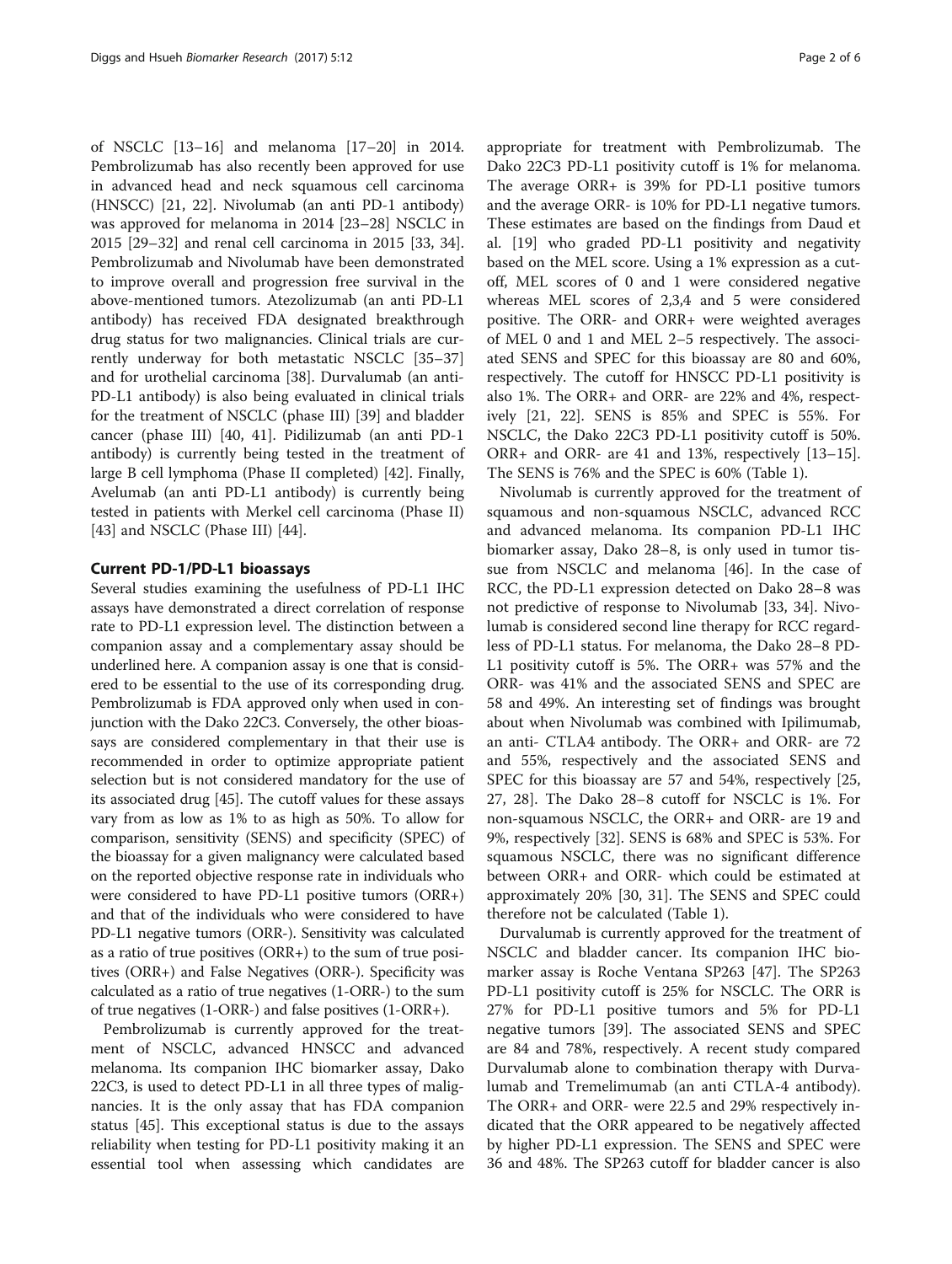of NSCLC [13–16] and melanoma [17–20] in 2014. Pembrolizumab has also recently been approved for use in advanced head and neck squamous cell carcinoma (HNSCC) [21, 22]. Nivolumab (an anti PD-1 antibody) was approved for melanoma in 2014 [23–28] NSCLC in 2015 [29–32] and renal cell carcinoma in 2015 [33, 34]. Pembrolizumab and Nivolumab have been demonstrated to improve overall and progression free survival in the above-mentioned tumors. Atezolizumab (an anti PD-L1 antibody) has received FDA designated breakthrough drug status for two malignancies. Clinical trials are currently underway for both metastatic NSCLC [35–37] and for urothelial carcinoma [38]. Durvalumab (an anti-PD-L1 antibody) is also being evaluated in clinical trials for the treatment of NSCLC (phase III) [39] and bladder cancer (phase III) [40, 41]. Pidilizumab (an anti PD-1 antibody) is currently being tested in the treatment of large B cell lymphoma (Phase II completed) [42]. Finally, Avelumab (an anti PD-L1 antibody) is currently being tested in patients with Merkel cell carcinoma (Phase II) [43] and NSCLC (Phase III) [44].

## Current PD-1/PD-L1 bioassays

Several studies examining the usefulness of PD-L1 IHC assays have demonstrated a direct correlation of response rate to PD-L1 expression level. The distinction between a companion assay and a complementary assay should be underlined here. A companion assay is one that is considered to be essential to the use of its corresponding drug. Pembrolizumab is FDA approved only when used in conjunction with the Dako 22C3. Conversely, the other bioassays are considered complementary in that their use is recommended in order to optimize appropriate patient selection but is not considered mandatory for the use of its associated drug [45]. The cutoff values for these assays vary from as low as 1% to as high as 50%. To allow for comparison, sensitivity (SENS) and specificity (SPEC) of the bioassay for a given malignancy were calculated based on the reported objective response rate in individuals who were considered to have PD-L1 positive tumors (ORR+) and that of the individuals who were considered to have PD-L1 negative tumors (ORR-). Sensitivity was calculated as a ratio of true positives (ORR+) to the sum of true positives (ORR+) and False Negatives (ORR-). Specificity was calculated as a ratio of true negatives (1-ORR-) to the sum of true negatives (1-ORR-) and false positives (1-ORR+).

Pembrolizumab is currently approved for the treatment of NSCLC, advanced HNSCC and advanced melanoma. Its companion IHC biomarker assay, Dako 22C3, is used to detect PD-L1 in all three types of malignancies. It is the only assay that has FDA companion status [45]. This exceptional status is due to the assays reliability when testing for PD-L1 positivity making it an essential tool when assessing which candidates are appropriate for treatment with Pembrolizumab. The Dako 22C3 PD-L1 positivity cutoff is 1% for melanoma. The average ORR+ is 39% for PD-L1 positive tumors and the average ORR- is 10% for PD-L1 negative tumors. These estimates are based on the findings from Daud et al. [19] who graded PD-L1 positivity and negativity based on the MEL score. Using a 1% expression as a cutoff, MEL scores of 0 and 1 were considered negative whereas MEL scores of 2,3,4 and 5 were considered positive. The ORR- and ORR+ were weighted averages of MEL 0 and 1 and MEL 2–5 respectively. The associated SENS and SPEC for this bioassay are 80 and 60%, respectively. The cutoff for HNSCC PD-L1 positivity is also 1%. The ORR+ and ORR- are 22% and 4%, respectively [21, 22]. SENS is 85% and SPEC is 55%. For NSCLC, the Dako 22C3 PD-L1 positivity cutoff is 50%. ORR+ and ORR- are 41 and 13%, respectively [13–15]. The SENS is 76% and the SPEC is 60% (Table 1).

Nivolumab is currently approved for the treatment of squamous and non-squamous NSCLC, advanced RCC and advanced melanoma. Its companion PD-L1 IHC biomarker assay, Dako 28–8, is only used in tumor tissue from NSCLC and melanoma [46]. In the case of RCC, the PD-L1 expression detected on Dako 28–8 was not predictive of response to Nivolumab [33, 34]. Nivolumab is considered second line therapy for RCC regardless of PD-L1 status. For melanoma, the Dako 28–8 PD-L1 positivity cutoff is 5%. The ORR+ was 57% and the ORR- was 41% and the associated SENS and SPEC are 58 and 49%. An interesting set of findings was brought about when Nivolumab was combined with Ipilimumab, an anti- CTLA4 antibody. The ORR+ and ORR- are 72 and 55%, respectively and the associated SENS and SPEC for this bioassay are 57 and 54%, respectively [25, 27, 28]. The Dako 28–8 cutoff for NSCLC is 1%. For non-squamous NSCLC, the ORR+ and ORR- are 19 and 9%, respectively [32]. SENS is 68% and SPEC is 53%. For squamous NSCLC, there was no significant difference between ORR+ and ORR- which could be estimated at approximately 20% [30, 31]. The SENS and SPEC could therefore not be calculated (Table 1).

Durvalumab is currently approved for the treatment of NSCLC and bladder cancer. Its companion IHC biomarker assay is Roche Ventana SP263 [47]. The SP263 PD-L1 positivity cutoff is 25% for NSCLC. The ORR is 27% for PD-L1 positive tumors and 5% for PD-L1 negative tumors [39]. The associated SENS and SPEC are 84 and 78%, respectively. A recent study compared Durvalumab alone to combination therapy with Durvalumab and Tremelimumab (an anti CTLA-4 antibody). The ORR+ and ORR- were 22.5 and 29% respectively indicated that the ORR appeared to be negatively affected by higher PD-L1 expression. The SENS and SPEC were 36 and 48%. The SP263 cutoff for bladder cancer is also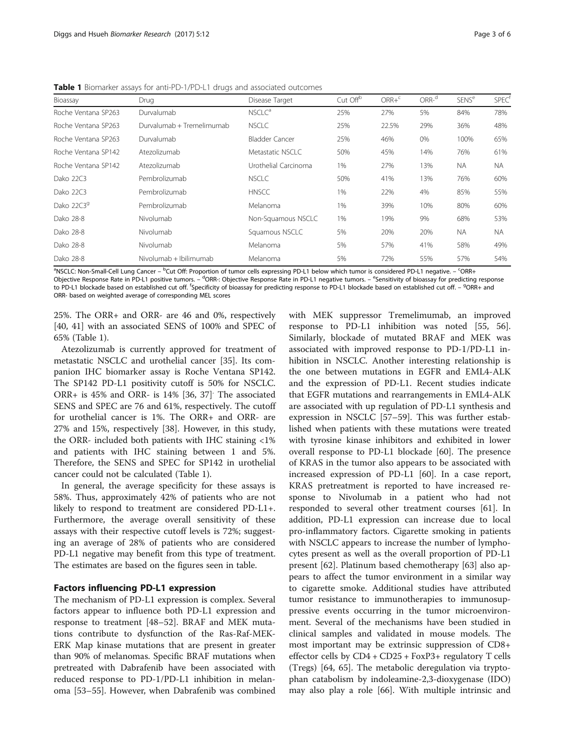**Table 1** Biomarker assays for anti-PD-1/PD-L1 drugs and associated outcomes

| Bioassay | Drug | Disease Target | Cut Off[b] | ORR+[c] | ORR-[d] | SENS[e] | SPEC[f] |
|---|---|---|---|---|---|---|---|
| Roche Ventana SP263 | Durvalumab | NSCLC[a] | 25% | 27% | 5% | 84% | 78% |
| Roche Ventana SP263 | Durvalumab + Tremelimumab | NSCLC | 25% | 22.5% | 29% | 36% | 48% |
| Roche Ventana SP263 | Durvalumab | Bladder Cancer | 25% | 46% | 0% | 100% | 65% |
| Roche Ventana SP142 | Atezolizumab | Metastatic NSCLC | 50% | 45% | 14% | 76% | 61% |
| Roche Ventana SP142 | Atezolizumab | Urothelial Carcinoma | 1% | 27% | 13% | NA | NA |
| Dako 22C3 | Pembrolizumab | NSCLC | 50% | 41% | 13% | 76% | 60% |
| Dako 22C3 | Pembrolizumab | HNSCC | 1% | 22% | 4% | 85% | 55% |
| Dako 22C3[g] | Pembrolizumab | Melanoma | 1% | 39% | 10% | 80% | 60% |
| Dako 28-8 | Nivolumab | Non-Squamous NSCLC | 1% | 19% | 9% | 68% | 53% |
| Dako 28-8 | Nivolumab | Squamous NSCLC | 5% | 20% | 20% | NA | NA |
| Dako 28-8 | Nivolumab | Melanoma | 5% | 57% | 41% | 58% | 49% |
| Dako 28-8 | Nivolumab + Ibilimumab | Melanoma | 5% | 72% | 55% | 57% | 54% |

[a]NSCLC: Non-Small-Cell Lung Cancer – [b]Cut Off: Proportion of tumor cells expressing PD-L1 below which tumor is considered PD-L1 negative. – [c]ORR+ Objective Response Rate in PD-L1 positive tumors. – [d]ORR-: Objective Response Rate in PD-L1 negative tumors. – [e]Sensitivity of bioassay for predicting response to PD-L1 blockade based on established cut off. [f]Specificity of bioassay for predicting response to PD-L1 blockade based on established cut off. – [g]ORR+ and ORR- based on weighted average of corresponding MEL scores

25%. The ORR+ and ORR- are 46 and 0%, respectively [40, 41] with an associated SENS of 100% and SPEC of 65% (Table 1).

Atezolizumab is currently approved for treatment of metastatic NSCLC and urothelial cancer [35]. Its companion IHC biomarker assay is Roche Ventana SP142. The SP142 PD-L1 positivity cutoff is 50% for NSCLC. ORR+ is 45% and ORR- is 14% [36, 37]. The associated SENS and SPEC are 76 and 61%, respectively. The cutoff for urothelial cancer is 1%. The ORR+ and ORR- are 27% and 15%, respectively [38]. However, in this study, the ORR- included both patients with IHC staining <1% and patients with IHC staining between 1 and 5%. Therefore, the SENS and SPEC for SP142 in urothelial cancer could not be calculated (Table 1).

In general, the average specificity for these assays is 58%. Thus, approximately 42% of patients who are not likely to respond to treatment are considered PD-L1+. Furthermore, the average overall sensitivity of these assays with their respective cutoff levels is 72%; suggesting an average of 28% of patients who are considered PD-L1 negative may benefit from this type of treatment. The estimates are based on the figures seen in table.

## Factors influencing PD-L1 expression

The mechanism of PD-L1 expression is complex. Several factors appear to influence both PD-L1 expression and response to treatment [48–52]. BRAF and MEK mutations contribute to dysfunction of the Ras-Raf-MEK-ERK Map kinase mutations that are present in greater than 90% of melanomas. Specific BRAF mutations when pretreated with Dabrafenib have been associated with reduced response to PD-1/PD-L1 inhibition in melanoma [53–55]. However, when Dabrafenib was combined with MEK suppressor Tremelimumab, an improved response to PD-L1 inhibition was noted [55, 56]. Similarly, blockade of mutated BRAF and MEK was associated with improved response to PD-1/PD-L1 inhibition in NSCLC. Another interesting relationship is the one between mutations in EGFR and EML4-ALK and the expression of PD-L1. Recent studies indicate that EGFR mutations and rearrangements in EML4-ALK are associated with up regulation of PD-L1 synthesis and expression in NSCLC [57–59]. This was further established when patients with these mutations were treated with tyrosine kinase inhibitors and exhibited in lower overall response to PD-L1 blockade [60]. The presence of KRAS in the tumor also appears to be associated with increased expression of PD-L1 [60]. In a case report, KRAS pretreatment is reported to have increased response to Nivolumab in a patient who had not responded to several other treatment courses [61]. In addition, PD-L1 expression can increase due to local pro-inflammatory factors. Cigarette smoking in patients with NSCLC appears to increase the number of lymphocytes present as well as the overall proportion of PD-L1 present [62]. Platinum based chemotherapy [63] also appears to affect the tumor environment in a similar way to cigarette smoke. Additional studies have attributed tumor resistance to immunotherapies to immunosuppressive events occurring in the tumor microenvironment. Several of the mechanisms have been studied in clinical samples and validated in mouse models. The most important may be extrinsic suppression of CD8+ effector cells by CD4 + CD25 + FoxP3+ regulatory T cells (Tregs) [64, 65]. The metabolic deregulation via tryptophan catabolism by indoleamine-2,3-dioxygenase (IDO) may also play a role [66]. With multiple intrinsic and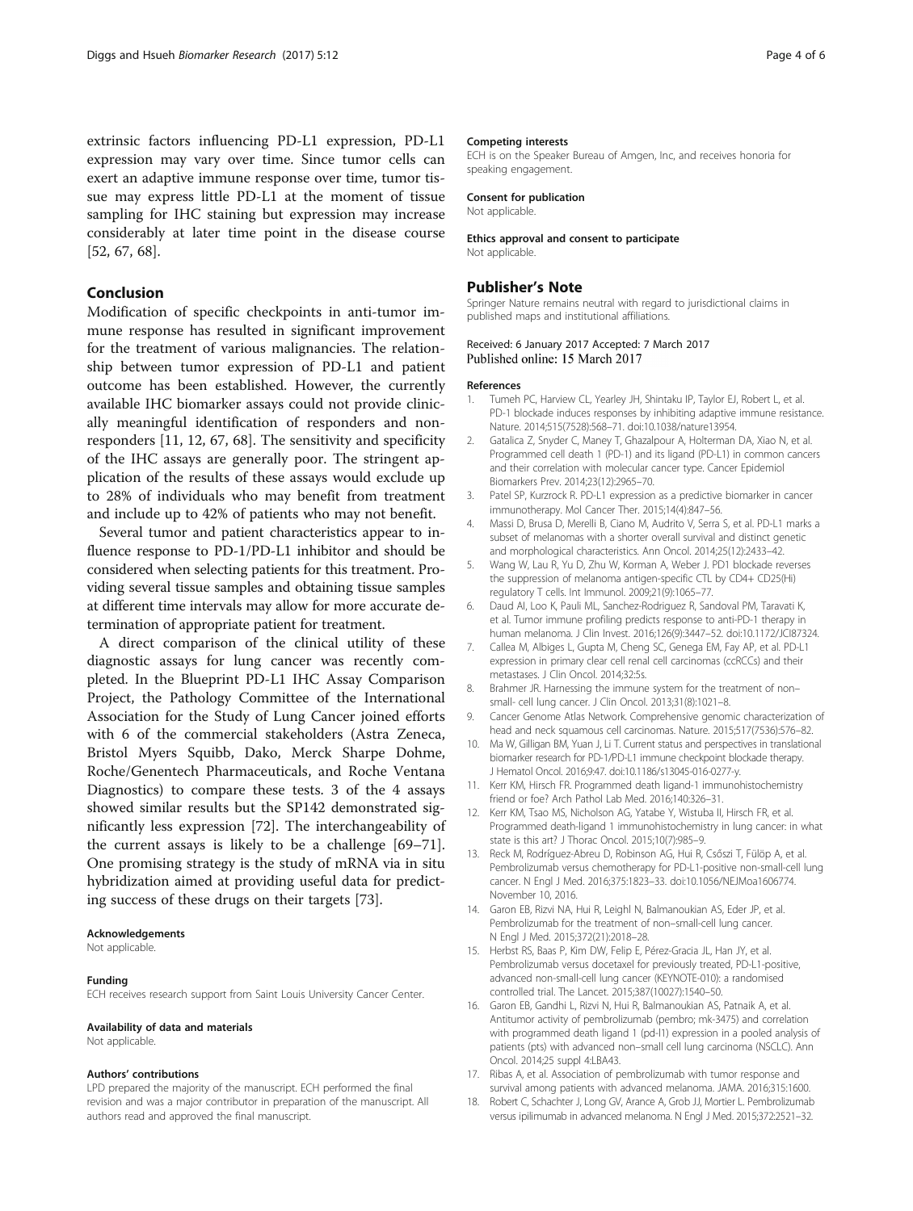extrinsic factors influencing PD-L1 expression, PD-L1 expression may vary over time. Since tumor cells can exert an adaptive immune response over time, tumor tissue may express little PD-L1 at the moment of tissue sampling for IHC staining but expression may increase considerably at later time point in the disease course [52, 67, 68].

## Conclusion

Modification of specific checkpoints in anti-tumor immune response has resulted in significant improvement for the treatment of various malignancies. The relationship between tumor expression of PD-L1 and patient outcome has been established. However, the currently available IHC biomarker assays could not provide clinically meaningful identification of responders and non-responders [11, 12, 67, 68]. The sensitivity and specificity of the IHC assays are generally poor. The stringent application of the results of these assays would exclude up to 28% of individuals who may benefit from treatment and include up to 42% of patients who may not benefit.

Several tumor and patient characteristics appear to influence response to PD-1/PD-L1 inhibitor and should be considered when selecting patients for this treatment. Providing several tissue samples and obtaining tissue samples at different time intervals may allow for more accurate determination of appropriate patient for treatment.

A direct comparison of the clinical utility of these diagnostic assays for lung cancer was recently completed. In the Blueprint PD-L1 IHC Assay Comparison Project, the Pathology Committee of the International Association for the Study of Lung Cancer joined efforts with 6 of the commercial stakeholders (Astra Zeneca, Bristol Myers Squibb, Dako, Merck Sharpe Dohme, Roche/Genentech Pharmaceuticals, and Roche Ventana Diagnostics) to compare these tests. 3 of the 4 assays showed similar results but the SP142 demonstrated significantly less expression [72]. The interchangeability of the current assays is likely to be a challenge [69–71]. One promising strategy is the study of mRNA via in situ hybridization aimed at providing useful data for predicting success of these drugs on their targets [73].

#### Acknowledgements
Not applicable.

#### Funding
ECH receives research support from Saint Louis University Cancer Center.

#### Availability of data and materials
Not applicable.

#### Authors' contributions
LPD prepared the majority of the manuscript. ECH performed the final revision and was a major contributor in preparation of the manuscript. All authors read and approved the final manuscript.

#### Competing interests
ECH is on the Speaker Bureau of Amgen, Inc, and receives honoria for speaking engagement.

#### Consent for publication
Not applicable.

#### Ethics approval and consent to participate
Not applicable.

## Publisher's Note

Springer Nature remains neutral with regard to jurisdictional claims in published maps and institutional affiliations.

Received: 6 January 2017 Accepted: 7 March 2017
Published online: 15 March 2017

#### References

1. Tumeh PC, Harview CL, Yearley JH, Shintaku IP, Taylor EJ, Robert L, et al. PD-1 blockade induces responses by inhibiting adaptive immune resistance. Nature. 2014;515(7528):568–71. doi:10.1038/nature13954.
2. Gatalica Z, Snyder C, Maney T, Ghazalpour A, Holterman DA, Xiao N, et al. Programmed cell death 1 (PD-1) and its ligand (PD-L1) in common cancers and their correlation with molecular cancer type. Cancer Epidemiol Biomarkers Prev. 2014;23(12):2965–70.
3. Patel SP, Kurzrock R. PD-L1 expression as a predictive biomarker in cancer immunotherapy. Mol Cancer Ther. 2015;14(4):847–56.
4. Massi D, Brusa D, Merelli B, Ciano M, Audrito V, Serra S, et al. PD-L1 marks a subset of melanomas with a shorter overall survival and distinct genetic and morphological characteristics. Ann Oncol. 2014;25(12):2433–42.
5. Wang W, Lau R, Yu D, Zhu W, Korman A, Weber J. PD1 blockade reverses the suppression of melanoma antigen-specific CTL by CD4+ CD25(Hi) regulatory T cells. Int Immunol. 2009;21(9):1065–77.
6. Daud AI, Loo K, Pauli ML, Sanchez-Rodriguez R, Sandoval PM, Taravati K, et al. Tumor immune profiling predicts response to anti-PD-1 therapy in human melanoma. J Clin Invest. 2016;126(9):3447–52. doi:10.1172/JCI87324.
7. Callea M, Albiges L, Gupta M, Cheng SC, Genega EM, Fay AP, et al. PD-L1 expression in primary clear cell renal cell carcinomas (ccRCCs) and their metastases. J Clin Oncol. 2014;32:5s.
8. Brahmer JR. Harnessing the immune system for the treatment of non–small- cell lung cancer. J Clin Oncol. 2013;31(8):1021–8.
9. Cancer Genome Atlas Network. Comprehensive genomic characterization of head and neck squamous cell carcinomas. Nature. 2015;517(7536):576–82.
10. Ma W, Gilligan BM, Yuan J, Li T. Current status and perspectives in translational biomarker research for PD-1/PD-L1 immune checkpoint blockade therapy. J Hematol Oncol. 2016;9:47. doi:10.1186/s13045-016-0277-y.
11. Kerr KM, Hirsch FR. Programmed death ligand-1 immunohistochemistry friend or foe? Arch Pathol Lab Med. 2016;140:326–31.
12. Kerr KM, Tsao MS, Nicholson AG, Yatabe Y, Wistuba II, Hirsch FR, et al. Programmed death-ligand 1 immunohistochemistry in lung cancer: in what state is this art? J Thorac Oncol. 2015;10(7):985–9.
13. Reck M, Rodríguez-Abreu D, Robinson AG, Hui R, Csőszi T, Fülöp A, et al. Pembrolizumab versus chemotherapy for PD-L1-positive non-small-cell lung cancer. N Engl J Med. 2016;375:1823–33. doi:10.1056/NEJMoa1606774. November 10, 2016.
14. Garon EB, Rizvi NA, Hui R, Leighl N, Balmanoukian AS, Eder JP, et al. Pembrolizumab for the treatment of non–small-cell lung cancer. N Engl J Med. 2015;372(21):2018–28.
15. Herbst RS, Baas P, Kim DW, Felip E, Pérez-Gracia JL, Han JY, et al. Pembrolizumab versus docetaxel for previously treated, PD-L1-positive, advanced non-small-cell lung cancer (KEYNOTE-010): a randomised controlled trial. The Lancet. 2015;387(10027):1540–50.
16. Garon EB, Gandhi L, Rizvi N, Hui R, Balmanoukian AS, Patnaik A, et al. Antitumor activity of pembrolizumab (pembro; mk-3475) and correlation with programmed death ligand 1 (pd-l1) expression in a pooled analysis of patients (pts) with advanced non–small cell lung carcinoma (NSCLC). Ann Oncol. 2014;25 suppl 4:LBA43.
17. Ribas A, et al. Association of pembrolizumab with tumor response and survival among patients with advanced melanoma. JAMA. 2016;315:1600.
18. Robert C, Schachter J, Long GV, Arance A, Grob JJ, Mortier L. Pembrolizumab versus ipilimumab in advanced melanoma. N Engl J Med. 2015;372:2521–32.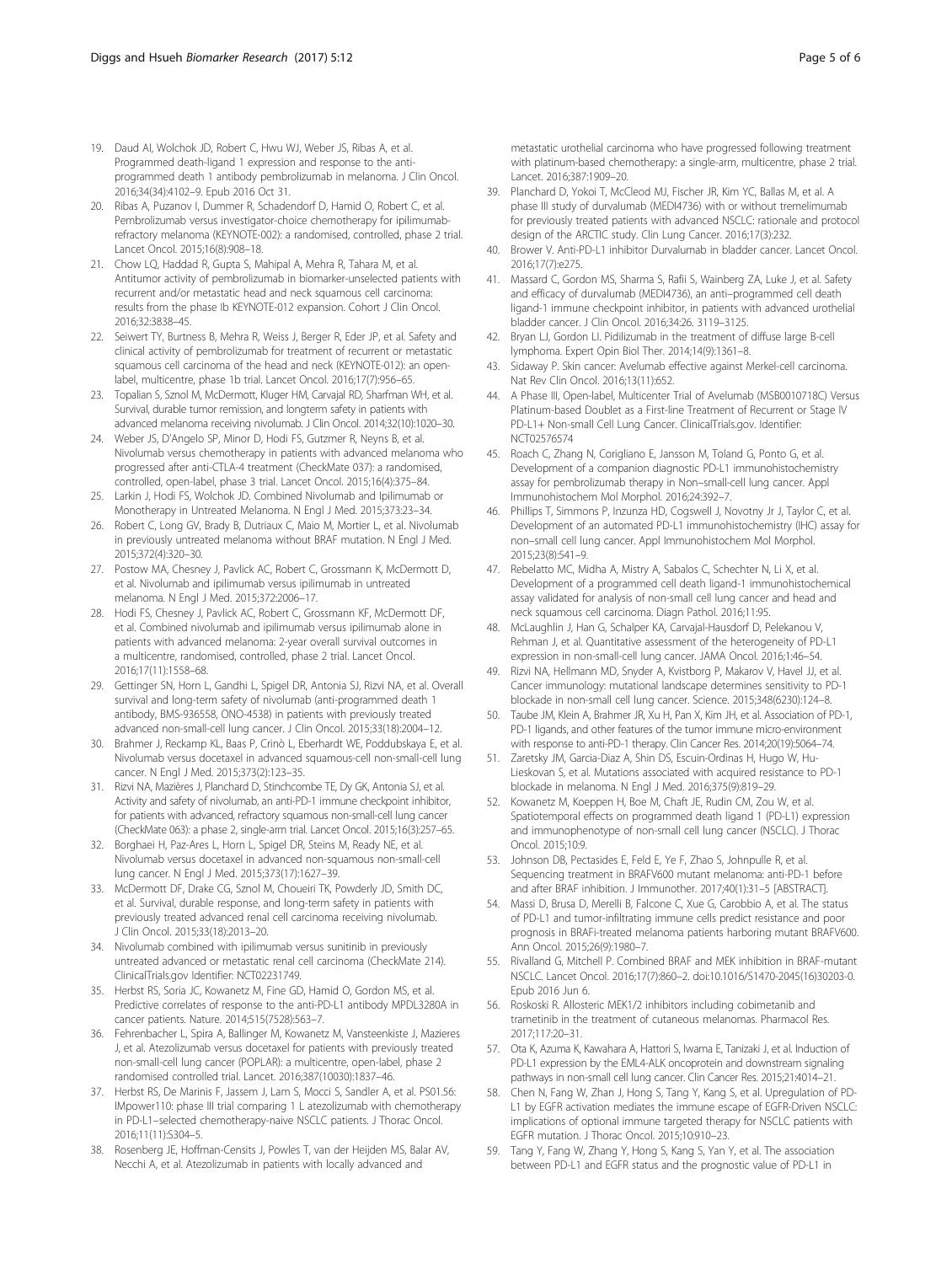19. Daud AI, Wolchok JD, Robert C, Hwu WJ, Weber JS, Ribas A, et al. Programmed death-ligand 1 expression and response to the anti-programmed death 1 antibody pembrolizumab in melanoma. J Clin Oncol. 2016;34(34):4102–9. Epub 2016 Oct 31.
20. Ribas A, Puzanov I, Dummer R, Schadendorf D, Hamid O, Robert C, et al. Pembrolizumab versus investigator-choice chemotherapy for ipilimumab-refractory melanoma (KEYNOTE-002): a randomised, controlled, phase 2 trial. Lancet Oncol. 2015;16(8):908–18.
21. Chow LQ, Haddad R, Gupta S, Mahipal A, Mehra R, Tahara M, et al. Antitumor activity of pembrolizumab in biomarker-unselected patients with recurrent and/or metastatic head and neck squamous cell carcinoma: results from the phase Ib KEYNOTE-012 expansion. Cohort J Clin Oncol. 2016;32:3838–45.
22. Seiwert TY, Burtness B, Mehra R, Weiss J, Berger R, Eder JP, et al. Safety and clinical activity of pembrolizumab for treatment of recurrent or metastatic squamous cell carcinoma of the head and neck (KEYNOTE-012): an open-label, multicentre, phase 1b trial. Lancet Oncol. 2016;17(7):956–65.
23. Topalian S, Sznol M, McDermott, Kluger HM, Carvajal RD, Sharfman WH, et al. Survival, durable tumor remission, and longterm safety in patients with advanced melanoma receiving nivolumab. J Clin Oncol. 2014;32(10):1020–30.
24. Weber JS, D'Angelo SP, Minor D, Hodi FS, Gutzmer R, Neyns B, et al. Nivolumab versus chemotherapy in patients with advanced melanoma who progressed after anti-CTLA-4 treatment (CheckMate 037): a randomised, controlled, open-label, phase 3 trial. Lancet Oncol. 2015;16(4):375–84.
25. Larkin J, Hodi FS, Wolchok JD. Combined Nivolumab and Ipilimumab or Monotherapy in Untreated Melanoma. N Engl J Med. 2015;373:23–34.
26. Robert C, Long GV, Brady B, Dutriaux C, Maio M, Mortier L, et al. Nivolumab in previously untreated melanoma without BRAF mutation. N Engl J Med. 2015;372(4):320–30.
27. Postow MA, Chesney J, Pavlick AC, Robert C, Grossmann K, McDermott D, et al. Nivolumab and ipilimumab versus ipilimumab in untreated melanoma. N Engl J Med. 2015;372:2006–17.
28. Hodi FS, Chesney J, Pavlick AC, Robert C, Grossmann KF, McDermott DF, et al. Combined nivolumab and ipilimumab versus ipilimumab alone in patients with advanced melanoma: 2-year overall survival outcomes in a multicentre, randomised, controlled, phase 2 trial. Lancet Oncol. 2016;17(11):1558–68.
29. Gettinger SN, Horn L, Gandhi L, Spigel DR, Antonia SJ, Rizvi NA, et al. Overall survival and long-term safety of nivolumab (anti-programmed death 1 antibody, BMS-936558, ONO-4538) in patients with previously treated advanced non-small-cell lung cancer. J Clin Oncol. 2015;33(18):2004–12.
30. Brahmer J, Reckamp KL, Baas P, Crinò L, Eberhardt WE, Poddubskaya E, et al. Nivolumab versus docetaxel in advanced squamous-cell non-small-cell lung cancer. N Engl J Med. 2015;373(2):123–35.
31. Rizvi NA, Mazières J, Planchard D, Stinchcombe TE, Dy GK, Antonia SJ, et al. Activity and safety of nivolumab, an anti-PD-1 immune checkpoint inhibitor, for patients with advanced, refractory squamous non-small-cell lung cancer (CheckMate 063): a phase 2, single-arm trial. Lancet Oncol. 2015;16(3):257–65.
32. Borghaei H, Paz-Ares L, Horn L, Spigel DR, Steins M, Ready NE, et al. Nivolumab versus docetaxel in advanced non-squamous non-small-cell lung cancer. N Engl J Med. 2015;373(17):1627–39.
33. McDermott DF, Drake CG, Sznol M, Choueiri TK, Powderly JD, Smith DC, et al. Survival, durable response, and long-term safety in patients with previously treated advanced renal cell carcinoma receiving nivolumab. J Clin Oncol. 2015;33(18):2013–20.
34. Nivolumab combined with ipilimumab versus sunitinib in previously untreated advanced or metastatic renal cell carcinoma (CheckMate 214). ClinicalTrials.gov Identifier: NCT02231749.
35. Herbst RS, Soria JC, Kowanetz M, Fine GD, Hamid O, Gordon MS, et al. Predictive correlates of response to the anti-PD-L1 antibody MPDL3280A in cancer patients. Nature. 2014;515(7528):563–7.
36. Fehrenbacher L, Spira A, Ballinger M, Kowanetz M, Vansteenkiste J, Mazieres J, et al. Atezolizumab versus docetaxel for patients with previously treated non-small-cell lung cancer (POPLAR): a multicentre, open-label, phase 2 randomised controlled trial. Lancet. 2016;387(10030):1837–46.
37. Herbst RS, De Marinis F, Jassem J, Lam S, Mocci S, Sandler A, et al. PS01.56: IMpower110: phase III trial comparing 1 L atezolizumab with chemotherapy in PD-L1–selected chemotherapy-naive NSCLC patients. J Thorac Oncol. 2016;11(11):S304–5.
38. Rosenberg JE, Hoffman-Censits J, Powles T, van der Heijden MS, Balar AV, Necchi A, et al. Atezolizumab in patients with locally advanced and metastatic urothelial carcinoma who have progressed following treatment with platinum-based chemotherapy: a single-arm, multicentre, phase 2 trial. Lancet. 2016;387:1909–20.
39. Planchard D, Yokoi T, McCleod MJ, Fischer JR, Kim YC, Ballas M, et al. A phase III study of durvalumab (MEDI4736) with or without tremelimumab for previously treated patients with advanced NSCLC: rationale and protocol design of the ARCTIC study. Clin Lung Cancer. 2016;17(3):232.
40. Brower V. Anti-PD-L1 inhibitor Durvalumab in bladder cancer. Lancet Oncol. 2016;17(7):e275.
41. Massard C, Gordon MS, Sharma S, Rafii S, Wainberg ZA, Luke J, et al. Safety and efficacy of durvalumab (MEDI4736), an anti–programmed cell death ligand-1 immune checkpoint inhibitor, in patients with advanced urothelial bladder cancer. J Clin Oncol. 2016;34:26. 3119–3125.
42. Bryan LJ, Gordon LI. Pidilizumab in the treatment of diffuse large B-cell lymphoma. Expert Opin Biol Ther. 2014;14(9):1361–8.
43. Sidaway P. Skin cancer: Avelumab effective against Merkel-cell carcinoma. Nat Rev Clin Oncol. 2016;13(11):652.
44. A Phase III, Open-label, Multicenter Trial of Avelumab (MSB0010718C) Versus Platinum-based Doublet as a First-line Treatment of Recurrent or Stage IV PD-L1+ Non-small Cell Lung Cancer. ClinicalTrials.gov. Identifier: NCT02576574
45. Roach C, Zhang N, Corigliano E, Jansson M, Toland G, Ponto G, et al. Development of a companion diagnostic PD-L1 immunohistochemistry assay for pembrolizumab therapy in Non–small-cell lung cancer. Appl Immunohistochem Mol Morphol. 2016;24:392–7.
46. Phillips T, Simmons P, Inzunza HD, Cogswell J, Novotny Jr J, Taylor C, et al. Development of an automated PD-L1 immunohistochemistry (IHC) assay for non–small cell lung cancer. Appl Immunohistochem Mol Morphol. 2015;23(8):541–9.
47. Rebelatto MC, Midha A, Mistry A, Sabalos C, Schechter N, Li X, et al. Development of a programmed cell death ligand-1 immunohistochemical assay validated for analysis of non-small cell lung cancer and head and neck squamous cell carcinoma. Diagn Pathol. 2016;11:95.
48. McLaughlin J, Han G, Schalper KA, Carvajal-Hausdorf D, Pelekanou V, Rehman J, et al. Quantitative assessment of the heterogeneity of PD-L1 expression in non-small-cell lung cancer. JAMA Oncol. 2016;1:46–54.
49. Rizvi NA, Hellmann MD, Snyder A, Kvistborg P, Makarov V, Havel JJ, et al. Cancer immunology: mutational landscape determines sensitivity to PD-1 blockade in non-small cell lung cancer. Science. 2015;348(6230):124–8.
50. Taube JM, Klein A, Brahmer JR, Xu H, Pan X, Kim JH, et al. Association of PD-1, PD-1 ligands, and other features of the tumor immune micro-environment with response to anti-PD-1 therapy. Clin Cancer Res. 2014;20(19):5064–74.
51. Zaretsky JM, Garcia-Diaz A, Shin DS, Escuin-Ordinas H, Hugo W, Hu-Lieskovan S, et al. Mutations associated with acquired resistance to PD-1 blockade in melanoma. N Engl J Med. 2016;375(9):819–29.
52. Kowanetz M, Koeppen H, Boe M, Chaft JE, Rudin CM, Zou W, et al. Spatiotemporal effects on programmed death ligand 1 (PD-L1) expression and immunophenotype of non-small cell lung cancer (NSCLC). J Thorac Oncol. 2015;10:9.
53. Johnson DB, Pectasides E, Feld E, Ye F, Zhao S, Johnpulle R, et al. Sequencing treatment in BRAFV600 mutant melanoma: anti-PD-1 before and after BRAF inhibition. J Immunother. 2017;40(1):31–5 [ABSTRACT].
54. Massi D, Brusa D, Merelli B, Falcone C, Xue G, Carobbio A, et al. The status of PD-L1 and tumor-infiltrating immune cells predict resistance and poor prognosis in BRAFi-treated melanoma patients harboring mutant BRAFV600. Ann Oncol. 2015;26(9):1980–7.
55. Rivalland G, Mitchell P. Combined BRAF and MEK inhibition in BRAF-mutant NSCLC. Lancet Oncol. 2016;17(7):860–2. doi:10.1016/S1470-2045(16)30203-0. Epub 2016 Jun 6.
56. Roskoski R. Allosteric MEK1/2 inhibitors including cobimetanib and trametinib in the treatment of cutaneous melanomas. Pharmacol Res. 2017;117:20–31.
57. Ota K, Azuma K, Kawahara A, Hattori S, Iwama E, Tanizaki J, et al. Induction of PD-L1 expression by the EML4-ALK oncoprotein and downstream signaling pathways in non-small cell lung cancer. Clin Cancer Res. 2015;21:4014–21.
58. Chen N, Fang W, Zhan J, Hong S, Tang Y, Kang S, et al. Upregulation of PD-L1 by EGFR activation mediates the immune escape of EGFR-Driven NSCLC: implications of optional immune targeted therapy for NSCLC patients with EGFR mutation. J Thorac Oncol. 2015;10:910–23.
59. Tang Y, Fang W, Zhang Y, Hong S, Kang S, Yan Y, et al. The association between PD-L1 and EGFR status and the prognostic value of PD-L1 in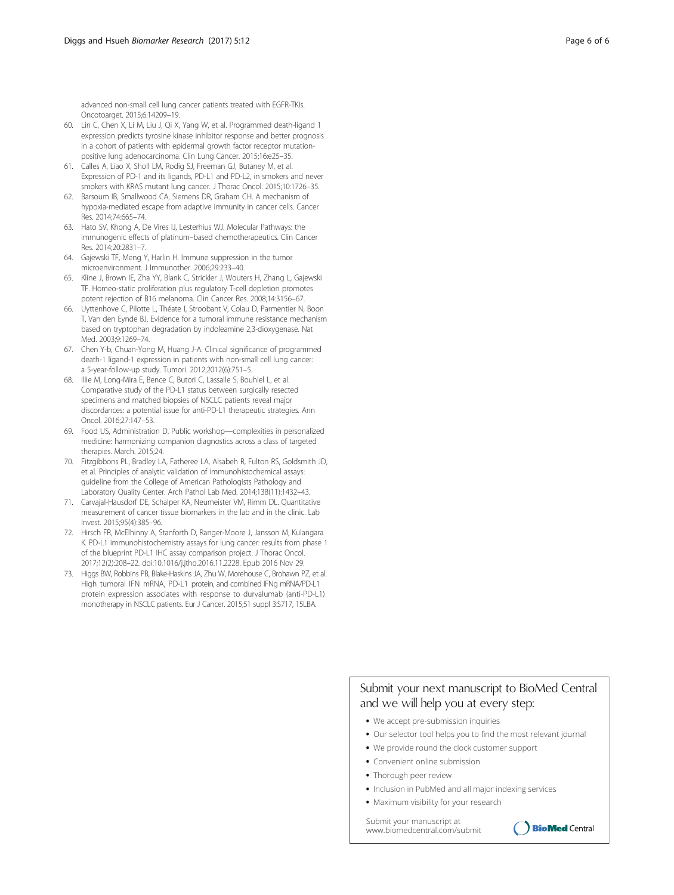advanced non-small cell lung cancer patients treated with EGFR-TKIs. Oncotoarget. 2015;6:14209–19.

60. Lin C, Chen X, Li M, Liu J, Qi X, Yang W, et al. Programmed death-ligand 1 expression predicts tyrosine kinase inhibitor response and better prognosis in a cohort of patients with epidermal growth factor receptor mutation-positive lung adenocarcinoma. Clin Lung Cancer. 2015;16:e25–35.
61. Calles A, Liao X, Sholl LM, Rodig SJ, Freeman GJ, Butaney M, et al. Expression of PD-1 and its ligands, PD-L1 and PD-L2, in smokers and never smokers with KRAS mutant lung cancer. J Thorac Oncol. 2015;10:1726–35.
62. Barsoum IB, Smallwood CA, Siemens DR, Graham CH. A mechanism of hypoxia-mediated escape from adaptive immunity in cancer cells. Cancer Res. 2014;74:665–74.
63. Hato SV, Khong A, De Vires IJ, Lesterhius WJ. Molecular Pathways: the immunogenic effects of platinum–based chemotherapeutics. Clin Cancer Res. 2014;20:2831–7.
64. Gajewski TF, Meng Y, Harlin H. Immune suppression in the tumor microenvironment. J Immunother. 2006;29:233–40.
65. Kline J, Brown IE, Zha YY, Blank C, Strickler J, Wouters H, Zhang L, Gajewski TF. Homeo-static proliferation plus regulatory T-cell depletion promotes potent rejection of B16 melanoma. Clin Cancer Res. 2008;14:3156–67.
66. Uyttenhove C, Pilotte L, Théate I, Stroobant V, Colau D, Parmentier N, Boon T, Van den Eynde BJ. Evidence for a tumoral immune resistance mechanism based on tryptophan degradation by indoleamine 2,3-dioxygenase. Nat Med. 2003;9:1269–74.
67. Chen Y-b, Chuan-Yong M, Huang J-A. Clinical significance of programmed death-1 ligand-1 expression in patients with non-small cell lung cancer: a 5-year-follow-up study. Tumori. 2012;2012(6):751–5.
68. Illie M, Long-Mira E, Bence C, Butori C, Lassalle S, Bouhlel L, et al. Comparative study of the PD-L1 status between surgically resected specimens and matched biopsies of NSCLC patients reveal major discordances: a potential issue for anti-PD-L1 therapeutic strategies. Ann Oncol. 2016;27:147–53.
69. Food US, Administration D. Public workshop—complexities in personalized medicine: harmonizing companion diagnostics across a class of targeted therapies. March. 2015;24.
70. Fitzgibbons PL, Bradley LA, Fatheree LA, Alsabeh R, Fulton RS, Goldsmith JD, et al. Principles of analytic validation of immunohistochemical assays: guideline from the College of American Pathologists Pathology and Laboratory Quality Center. Arch Pathol Lab Med. 2014;138(11):1432–43.
71. Carvajal-Hausdorf DE, Schalper KA, Neumeister VM, Rimm DL. Quantitative measurement of cancer tissue biomarkers in the lab and in the clinic. Lab Invest. 2015;95(4):385–96.
72. Hirsch FR, McElhinny A, Stanforth D, Ranger-Moore J, Jansson M, Kulangara K. PD-L1 immunohistochemistry assays for lung cancer: results from phase 1 of the blueprint PD-L1 IHC assay comparison project. J Thorac Oncol. 2017;12(2):208–22. doi:10.1016/j.jtho.2016.11.2228. Epub 2016 Nov 29.
73. Higgs BW, Robbins PB, Blake-Haskins JA, Zhu W, Morehouse C, Brohawn PZ, et al. High tumoral IFN mRNA, PD-L1 protein, and combined IFNg mRNA/PD-L1 protein expression associates with response to durvalumab (anti-PD-L1) monotherapy in NSCLC patients. Eur J Cancer. 2015;51 suppl 3:S717, 15LBA.

Submit your next manuscript to BioMed Central and we will help you at every step:

- We accept pre-submission inquiries
- Our selector tool helps you to find the most relevant journal
- We provide round the clock customer support
- Convenient online submission
- Thorough peer review
- Inclusion in PubMed and all major indexing services
- Maximum visibility for your research

Submit your manuscript at www.biomedcentral.com/submit

BioMed Central